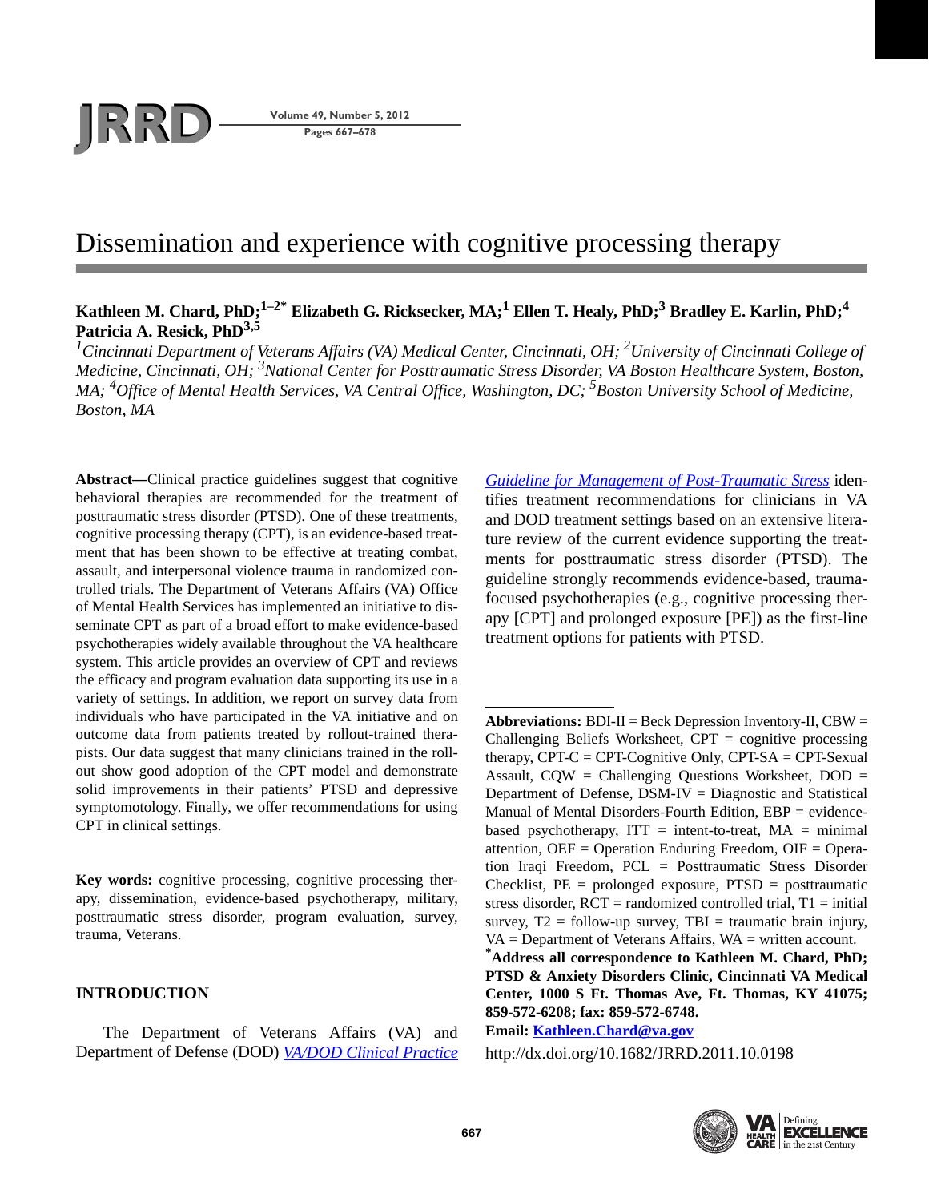# Dissemination and experience with cognitive processing therapy

**Kathleen M. Chard, PhD;[1–2*] Elizabeth G. Ricksecker, MA;[1] Ellen T. Healy, PhD;[3] Bradley E. Karlin, PhD;[4] Patricia A. Resick, PhD[3,5]**

*[1]Cincinnati Department of Veterans Affairs (VA) Medical Center, Cincinnati, OH; [2]University of Cincinnati College of Medicine, Cincinnati, OH; [3]National Center for Posttraumatic Stress Disorder, VA Boston Healthcare System, Boston, MA; [4]Office of Mental Health Services, VA Central Office, Washington, DC; [5]Boston University School of Medicine, Boston, MA*

**Abstract—**Clinical practice guidelines suggest that cognitive behavioral therapies are recommended for the treatment of posttraumatic stress disorder (PTSD). One of these treatments, cognitive processing therapy (CPT), is an evidence-based treatment that has been shown to be effective at treating combat, assault, and interpersonal violence trauma in randomized controlled trials. The Department of Veterans Affairs (VA) Office of Mental Health Services has implemented an initiative to disseminate CPT as part of a broad effort to make evidence-based psychotherapies widely available throughout the VA healthcare system. This article provides an overview of CPT and reviews the efficacy and program evaluation data supporting its use in a variety of settings. In addition, we report on survey data from individuals who have participated in the VA initiative and on outcome data from patients treated by rollout-trained therapists. Our data suggest that many clinicians trained in the rollout show good adoption of the CPT model and demonstrate solid improvements in their patients' PTSD and depressive symptomatology. Finally, we offer recommendations for using CPT in clinical settings.

**Key words:** cognitive processing, cognitive processing therapy, dissemination, evidence-based psychotherapy, military, posttraumatic stress disorder, program evaluation, survey, trauma, Veterans.

## INTRODUCTION

The Department of Veterans Affairs (VA) and Department of Defense (DOD) *VA/DOD Clinical Practice Guideline for Management of Post-Traumatic Stress* identifies treatment recommendations for clinicians in VA and DOD treatment settings based on an extensive literature review of the current evidence supporting the treatments for posttraumatic stress disorder (PTSD). The guideline strongly recommends evidence-based, trauma-focused psychotherapies (e.g., cognitive processing therapy [CPT] and prolonged exposure [PE]) as the first-line treatment options for patients with PTSD.

---

**Abbreviations:** BDI-II = Beck Depression Inventory-II, CBW = Challenging Beliefs Worksheet, CPT = cognitive processing therapy, CPT-C = CPT-Cognitive Only, CPT-SA = CPT-Sexual Assault, CQW = Challenging Questions Worksheet, DOD = Department of Defense, DSM-IV = Diagnostic and Statistical Manual of Mental Disorders-Fourth Edition, EBP = evidence-based psychotherapy, ITT = intent-to-treat, MA = minimal attention, OEF = Operation Enduring Freedom, OIF = Operation Iraqi Freedom, PCL = Posttraumatic Stress Disorder Checklist, PE = prolonged exposure, PTSD = posttraumatic stress disorder, RCT = randomized controlled trial, T1 = initial survey, T2 = follow-up survey, TBI = traumatic brain injury, VA = Department of Veterans Affairs, WA = written account.

***Address all correspondence to Kathleen M. Chard, PhD; PTSD & Anxiety Disorders Clinic, Cincinnati VA Medical Center, 1000 S Ft. Thomas Ave, Ft. Thomas, KY 41075; 859-572-6208; fax: 859-572-6748. Email: Kathleen.Chard@va.gov**

http://dx.doi.org/10.1682/JRRD.2011.10.0198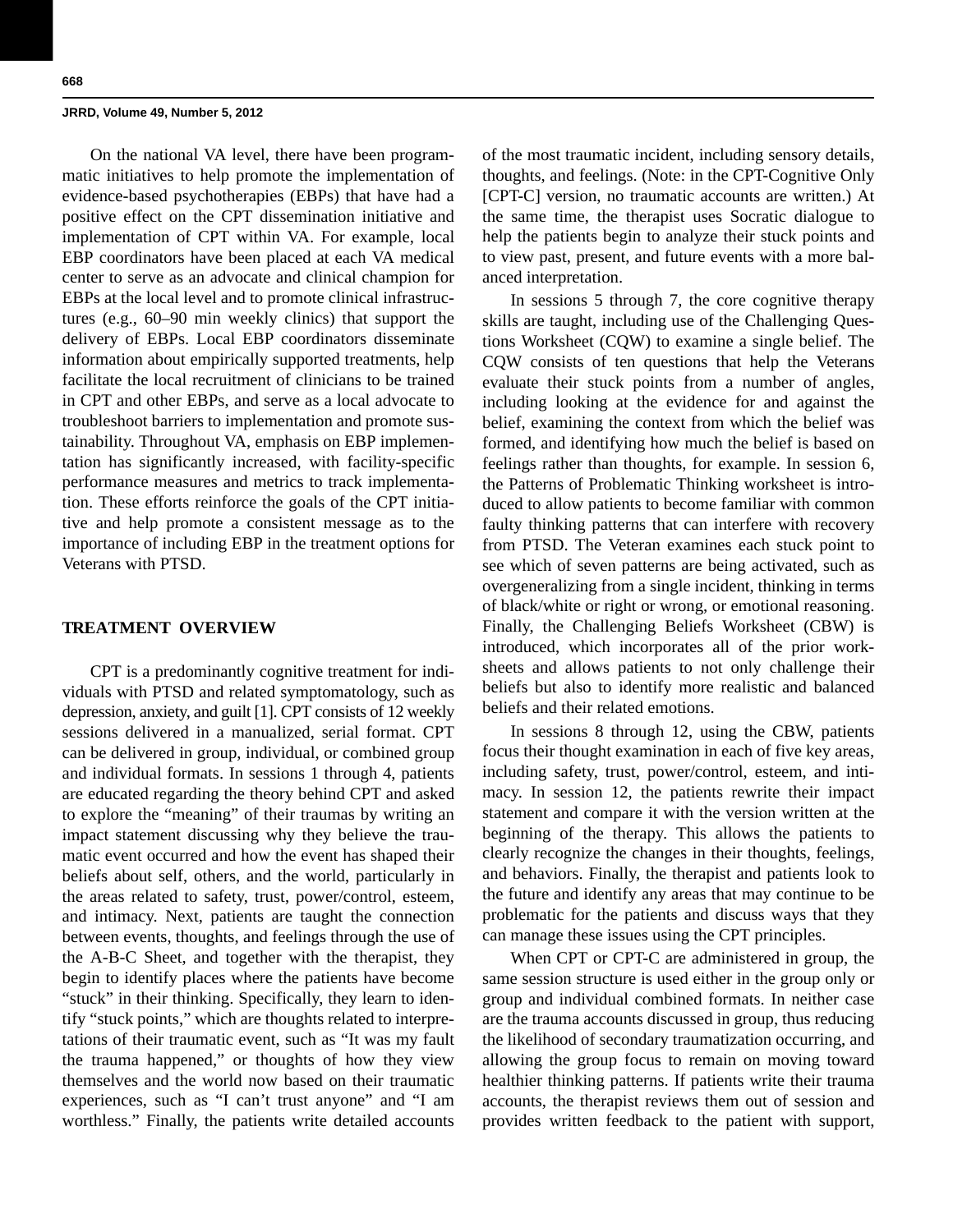On the national VA level, there have been programmatic initiatives to help promote the implementation of evidence-based psychotherapies (EBPs) that have had a positive effect on the CPT dissemination initiative and implementation of CPT within VA. For example, local EBP coordinators have been placed at each VA medical center to serve as an advocate and clinical champion for EBPs at the local level and to promote clinical infrastructures (e.g., 60–90 min weekly clinics) that support the delivery of EBPs. Local EBP coordinators disseminate information about empirically supported treatments, help facilitate the local recruitment of clinicians to be trained in CPT and other EBPs, and serve as a local advocate to troubleshoot barriers to implementation and promote sustainability. Throughout VA, emphasis on EBP implementation has significantly increased, with facility-specific performance measures and metrics to track implementation. These efforts reinforce the goals of the CPT initiative and help promote a consistent message as to the importance of including EBP in the treatment options for Veterans with PTSD.

## TREATMENT OVERVIEW

CPT is a predominantly cognitive treatment for individuals with PTSD and related symptomatology, such as depression, anxiety, and guilt [1]. CPT consists of 12 weekly sessions delivered in a manualized, serial format. CPT can be delivered in group, individual, or combined group and individual formats. In sessions 1 through 4, patients are educated regarding the theory behind CPT and asked to explore the "meaning" of their traumas by writing an impact statement discussing why they believe the traumatic event occurred and how the event has shaped their beliefs about self, others, and the world, particularly in the areas related to safety, trust, power/control, esteem, and intimacy. Next, patients are taught the connection between events, thoughts, and feelings through the use of the A-B-C Sheet, and together with the therapist, they begin to identify places where the patients have become "stuck" in their thinking. Specifically, they learn to identify "stuck points," which are thoughts related to interpretations of their traumatic event, such as "It was my fault the trauma happened," or thoughts of how they view themselves and the world now based on their traumatic experiences, such as "I can't trust anyone" and "I am worthless." Finally, the patients write detailed accounts of the most traumatic incident, including sensory details, thoughts, and feelings. (Note: in the CPT-Cognitive Only [CPT-C] version, no traumatic accounts are written.) At the same time, the therapist uses Socratic dialogue to help the patients begin to analyze their stuck points and to view past, present, and future events with a more balanced interpretation.

In sessions 5 through 7, the core cognitive therapy skills are taught, including use of the Challenging Questions Worksheet (CQW) to examine a single belief. The CQW consists of ten questions that help the Veterans evaluate their stuck points from a number of angles, including looking at the evidence for and against the belief, examining the context from which the belief was formed, and identifying how much the belief is based on feelings rather than thoughts, for example. In session 6, the Patterns of Problematic Thinking worksheet is introduced to allow patients to become familiar with common faulty thinking patterns that can interfere with recovery from PTSD. The Veteran examines each stuck point to see which of seven patterns are being activated, such as overgeneralizing from a single incident, thinking in terms of black/white or right or wrong, or emotional reasoning. Finally, the Challenging Beliefs Worksheet (CBW) is introduced, which incorporates all of the prior worksheets and allows patients to not only challenge their beliefs but also to identify more realistic and balanced beliefs and their related emotions.

In sessions 8 through 12, using the CBW, patients focus their thought examination in each of five key areas, including safety, trust, power/control, esteem, and intimacy. In session 12, the patients rewrite their impact statement and compare it with the version written at the beginning of the therapy. This allows the patients to clearly recognize the changes in their thoughts, feelings, and behaviors. Finally, the therapist and patients look to the future and identify any areas that may continue to be problematic for the patients and discuss ways that they can manage these issues using the CPT principles.

When CPT or CPT-C are administered in group, the same session structure is used either in the group only or group and individual combined formats. In neither case are the trauma accounts discussed in group, thus reducing the likelihood of secondary traumatization occurring, and allowing the group focus to remain on moving toward healthier thinking patterns. If patients write their trauma accounts, the therapist reviews them out of session and provides written feedback to the patient with support,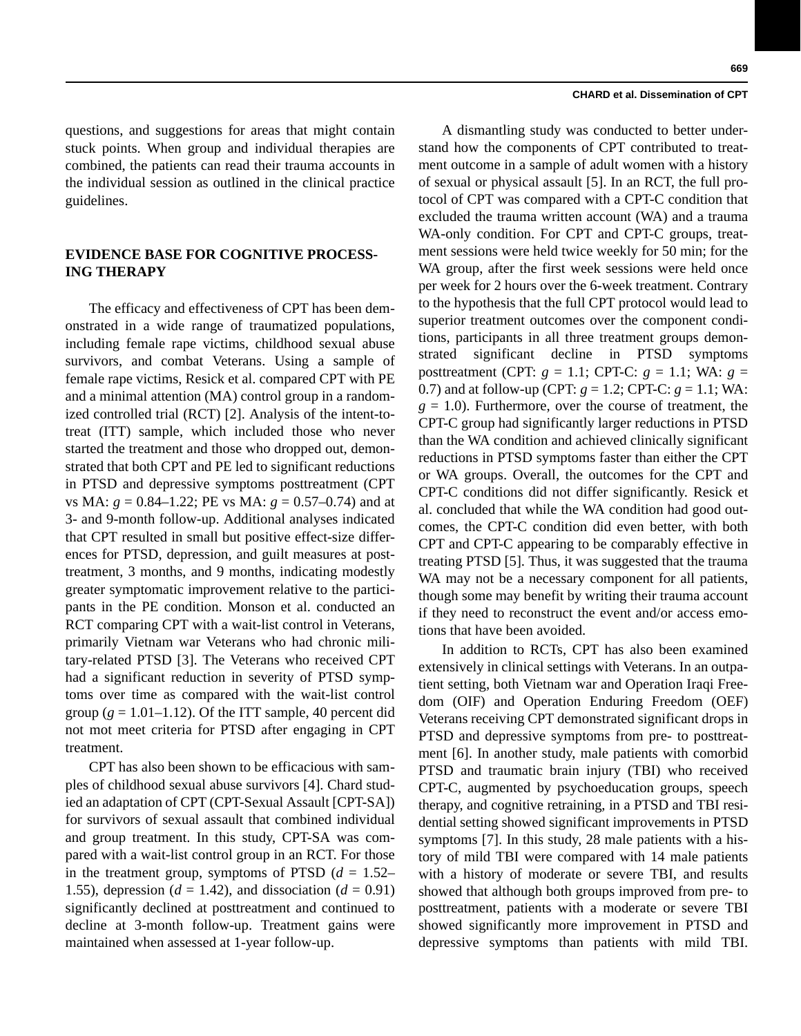questions, and suggestions for areas that might contain stuck points. When group and individual therapies are combined, the patients can read their trauma accounts in the individual session as outlined in the clinical practice guidelines.

## EVIDENCE BASE FOR COGNITIVE PROCESSING THERAPY

The efficacy and effectiveness of CPT has been demonstrated in a wide range of traumatized populations, including female rape victims, childhood sexual abuse survivors, and combat Veterans. Using a sample of female rape victims, Resick et al. compared CPT with PE and a minimal attention (MA) control group in a randomized controlled trial (RCT) [2]. Analysis of the intent-to-treat (ITT) sample, which included those who never started the treatment and those who dropped out, demonstrated that both CPT and PE led to significant reductions in PTSD and depressive symptoms posttreatment (CPT vs MA: $g$ = 0.84–1.22; PE vs MA: $g$ = 0.57–0.74) and at 3- and 9-month follow-up. Additional analyses indicated that CPT resulted in small but positive effect-size differences for PTSD, depression, and guilt measures at posttreatment, 3 months, and 9 months, indicating modestly greater symptomatic improvement relative to the participants in the PE condition. Monson et al. conducted an RCT comparing CPT with a wait-list control in Veterans, primarily Vietnam war Veterans who had chronic military-related PTSD [3]. The Veterans who received CPT had a significant reduction in severity of PTSD symptoms over time as compared with the wait-list control group ($g$ = 1.01–1.12). Of the ITT sample, 40 percent did not mot meet criteria for PTSD after engaging in CPT treatment.

CPT has also been shown to be efficacious with samples of childhood sexual abuse survivors [4]. Chard studied an adaptation of CPT (CPT-Sexual Assault [CPT-SA]) for survivors of sexual assault that combined individual and group treatment. In this study, CPT-SA was compared with a wait-list control group in an RCT. For those in the treatment group, symptoms of PTSD ($d$ = 1.52–1.55), depression ($d$ = 1.42), and dissociation ($d$ = 0.91) significantly declined at posttreatment and continued to decline at 3-month follow-up. Treatment gains were maintained when assessed at 1-year follow-up.

A dismantling study was conducted to better understand how the components of CPT contributed to treatment outcome in a sample of adult women with a history of sexual or physical assault [5]. In an RCT, the full protocol of CPT was compared with a CPT-C condition that excluded the trauma written account (WA) and a trauma WA-only condition. For CPT and CPT-C groups, treatment sessions were held twice weekly for 50 min; for the WA group, after the first week sessions were held once per week for 2 hours over the 6-week treatment. Contrary to the hypothesis that the full CPT protocol would lead to superior treatment outcomes over the component conditions, participants in all three treatment groups demonstrated significant decline in PTSD symptoms posttreatment (CPT: $g$ = 1.1; CPT-C: $g$ = 1.1; WA: $g$ = 0.7) and at follow-up (CPT: $g$ = 1.2; CPT-C: $g$ = 1.1; WA: $g$ = 1.0). Furthermore, over the course of treatment, the CPT-C group had significantly larger reductions in PTSD than the WA condition and achieved clinically significant reductions in PTSD symptoms faster than either the CPT or WA groups. Overall, the outcomes for the CPT and CPT-C conditions did not differ significantly. Resick et al. concluded that while the WA condition had good outcomes, the CPT-C condition did even better, with both CPT and CPT-C appearing to be comparably effective in treating PTSD [5]. Thus, it was suggested that the trauma WA may not be a necessary component for all patients, though some may benefit by writing their trauma account if they need to reconstruct the event and/or access emotions that have been avoided.

In addition to RCTs, CPT has also been examined extensively in clinical settings with Veterans. In an outpatient setting, both Vietnam war and Operation Iraqi Freedom (OIF) and Operation Enduring Freedom (OEF) Veterans receiving CPT demonstrated significant drops in PTSD and depressive symptoms from pre- to posttreatment [6]. In another study, male patients with comorbid PTSD and traumatic brain injury (TBI) who received CPT-C, augmented by psychoeducation groups, speech therapy, and cognitive retraining, in a PTSD and TBI residential setting showed significant improvements in PTSD symptoms [7]. In this study, 28 male patients with a history of mild TBI were compared with 14 male patients with a history of moderate or severe TBI, and results showed that although both groups improved from pre- to posttreatment, patients with a moderate or severe TBI showed significantly more improvement in PTSD and depressive symptoms than patients with mild TBI.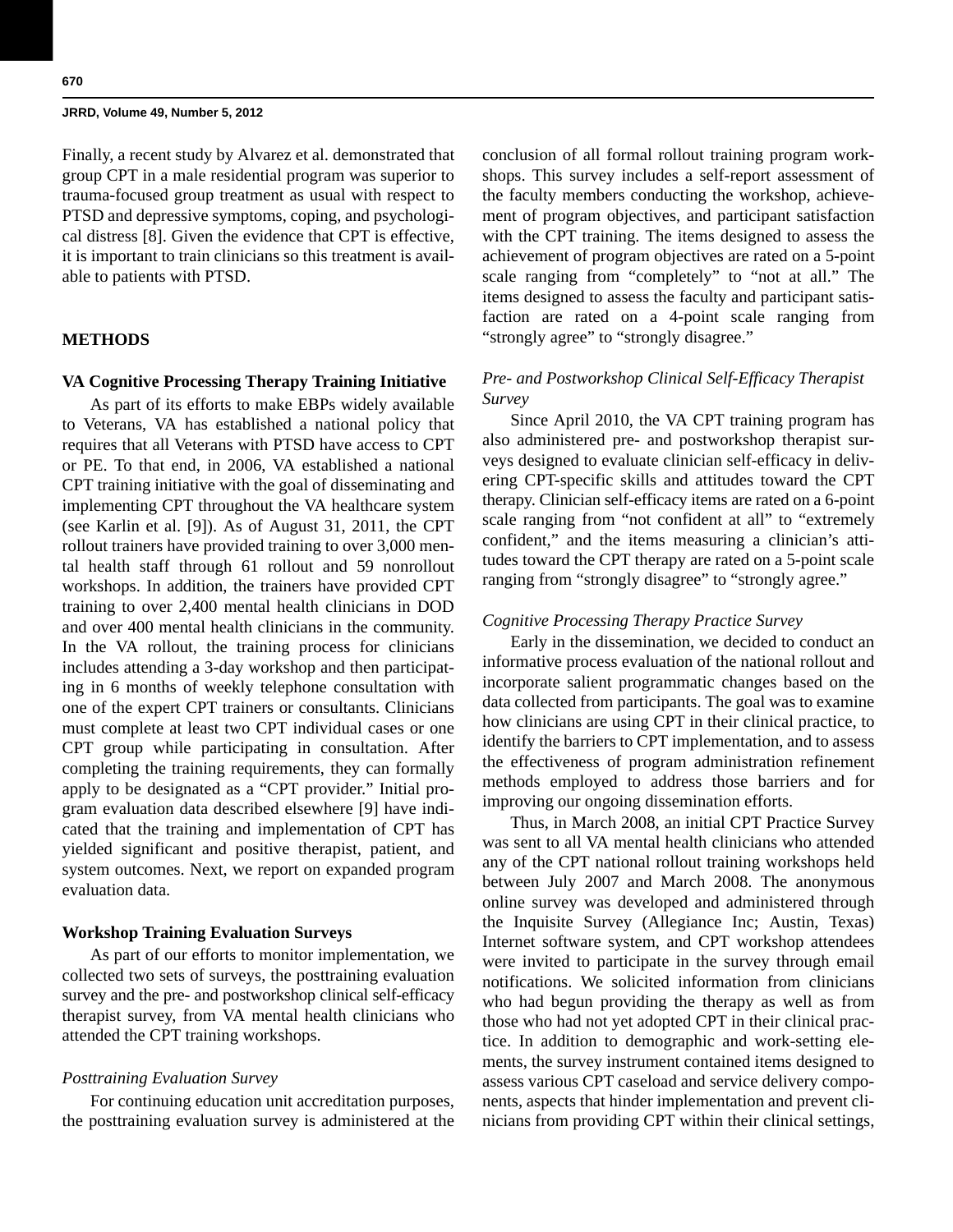Finally, a recent study by Alvarez et al. demonstrated that group CPT in a male residential program was superior to trauma-focused group treatment as usual with respect to PTSD and depressive symptoms, coping, and psychological distress [8]. Given the evidence that CPT is effective, it is important to train clinicians so this treatment is available to patients with PTSD.

## METHODS

### VA Cognitive Processing Therapy Training Initiative

As part of its efforts to make EBPs widely available to Veterans, VA has established a national policy that requires that all Veterans with PTSD have access to CPT or PE. To that end, in 2006, VA established a national CPT training initiative with the goal of disseminating and implementing CPT throughout the VA healthcare system (see Karlin et al. [9]). As of August 31, 2011, the CPT rollout trainers have provided training to over 3,000 mental health staff through 61 rollout and 59 nonrollout workshops. In addition, the trainers have provided CPT training to over 2,400 mental health clinicians in DOD and over 400 mental health clinicians in the community. In the VA rollout, the training process for clinicians includes attending a 3-day workshop and then participating in 6 months of weekly telephone consultation with one of the expert CPT trainers or consultants. Clinicians must complete at least two CPT individual cases or one CPT group while participating in consultation. After completing the training requirements, they can formally apply to be designated as a "CPT provider." Initial program evaluation data described elsewhere [9] have indicated that the training and implementation of CPT has yielded significant and positive therapist, patient, and system outcomes. Next, we report on expanded program evaluation data.

### Workshop Training Evaluation Surveys

As part of our efforts to monitor implementation, we collected two sets of surveys, the posttraining evaluation survey and the pre- and postworkshop clinical self-efficacy therapist survey, from VA mental health clinicians who attended the CPT training workshops.

#### *Posttraining Evaluation Survey*

For continuing education unit accreditation purposes, the posttraining evaluation survey is administered at the conclusion of all formal rollout training program workshops. This survey includes a self-report assessment of the faculty members conducting the workshop, achievement of program objectives, and participant satisfaction with the CPT training. The items designed to assess the achievement of program objectives are rated on a 5-point scale ranging from "completely" to "not at all." The items designed to assess the faculty and participant satisfaction are rated on a 4-point scale ranging from "strongly agree" to "strongly disagree."

#### *Pre- and Postworkshop Clinical Self-Efficacy Therapist Survey*

Since April 2010, the VA CPT training program has also administered pre- and postworkshop therapist surveys designed to evaluate clinician self-efficacy in delivering CPT-specific skills and attitudes toward the CPT therapy. Clinician self-efficacy items are rated on a 6-point scale ranging from "not confident at all" to "extremely confident," and the items measuring a clinician's attitudes toward the CPT therapy are rated on a 5-point scale ranging from "strongly disagree" to "strongly agree."

#### *Cognitive Processing Therapy Practice Survey*

Early in the dissemination, we decided to conduct an informative process evaluation of the national rollout and incorporate salient programmatic changes based on the data collected from participants. The goal was to examine how clinicians are using CPT in their clinical practice, to identify the barriers to CPT implementation, and to assess the effectiveness of program administration refinement methods employed to address those barriers and for improving our ongoing dissemination efforts.

Thus, in March 2008, an initial CPT Practice Survey was sent to all VA mental health clinicians who attended any of the CPT national rollout training workshops held between July 2007 and March 2008. The anonymous online survey was developed and administered through the Inquisite Survey (Allegiance Inc; Austin, Texas) Internet software system, and CPT workshop attendees were invited to participate in the survey through email notifications. We solicited information from clinicians who had begun providing the therapy as well as from those who had not yet adopted CPT in their clinical practice. In addition to demographic and work-setting elements, the survey instrument contained items designed to assess various CPT caseload and service delivery components, aspects that hinder implementation and prevent clinicians from providing CPT within their clinical settings,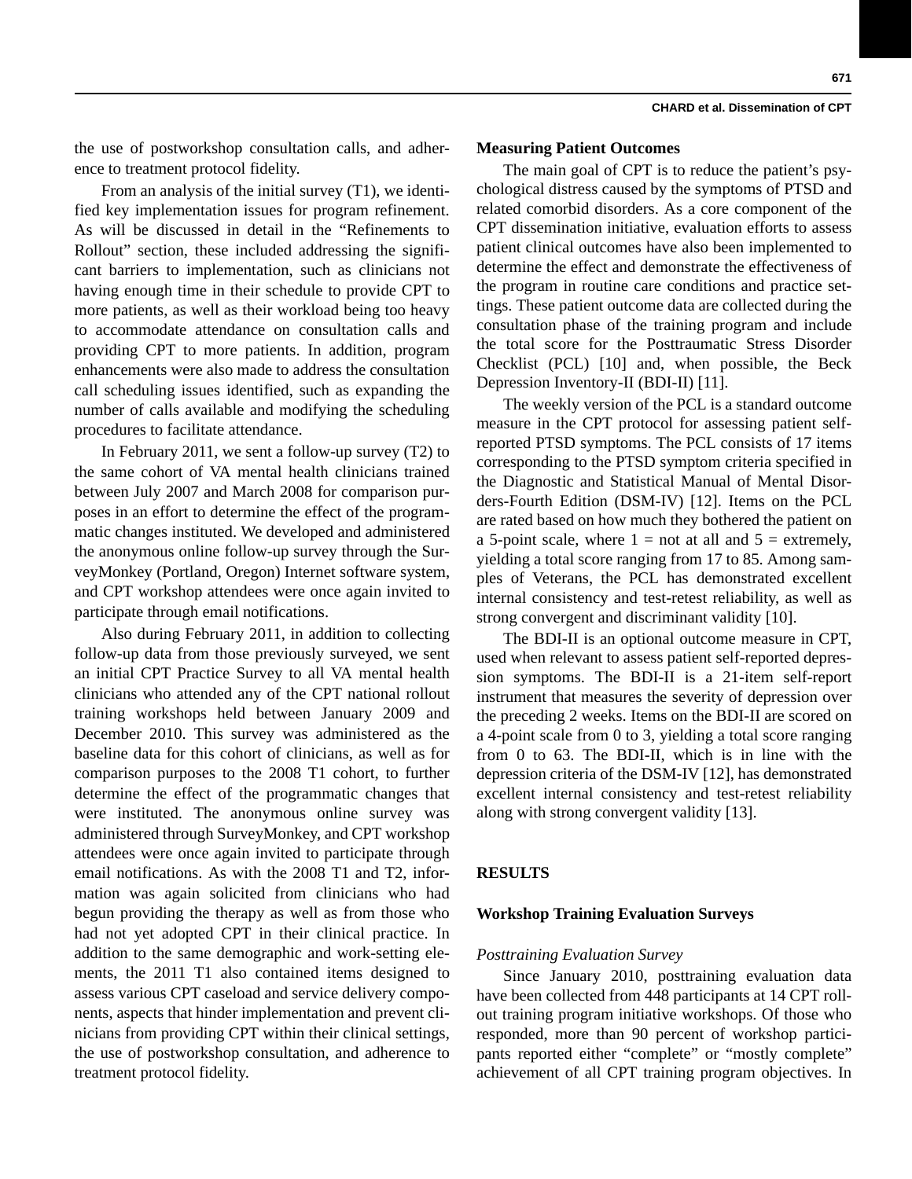the use of postworkshop consultation calls, and adherence to treatment protocol fidelity.

From an analysis of the initial survey (T1), we identified key implementation issues for program refinement. As will be discussed in detail in the "Refinements to Rollout" section, these included addressing the significant barriers to implementation, such as clinicians not having enough time in their schedule to provide CPT to more patients, as well as their workload being too heavy to accommodate attendance on consultation calls and providing CPT to more patients. In addition, program enhancements were also made to address the consultation call scheduling issues identified, such as expanding the number of calls available and modifying the scheduling procedures to facilitate attendance.

In February 2011, we sent a follow-up survey (T2) to the same cohort of VA mental health clinicians trained between July 2007 and March 2008 for comparison purposes in an effort to determine the effect of the programmatic changes instituted. We developed and administered the anonymous online follow-up survey through the SurveyMonkey (Portland, Oregon) Internet software system, and CPT workshop attendees were once again invited to participate through email notifications.

Also during February 2011, in addition to collecting follow-up data from those previously surveyed, we sent an initial CPT Practice Survey to all VA mental health clinicians who attended any of the CPT national rollout training workshops held between January 2009 and December 2010. This survey was administered as the baseline data for this cohort of clinicians, as well as for comparison purposes to the 2008 T1 cohort, to further determine the effect of the programmatic changes that were instituted. The anonymous online survey was administered through SurveyMonkey, and CPT workshop attendees were once again invited to participate through email notifications. As with the 2008 T1 and T2, information was again solicited from clinicians who had begun providing the therapy as well as from those who had not yet adopted CPT in their clinical practice. In addition to the same demographic and work-setting elements, the 2011 T1 also contained items designed to assess various CPT caseload and service delivery components, aspects that hinder implementation and prevent clinicians from providing CPT within their clinical settings, the use of postworkshop consultation, and adherence to treatment protocol fidelity.

### Measuring Patient Outcomes

The main goal of CPT is to reduce the patient's psychological distress caused by the symptoms of PTSD and related comorbid disorders. As a core component of the CPT dissemination initiative, evaluation efforts to assess patient clinical outcomes have also been implemented to determine the effect and demonstrate the effectiveness of the program in routine care conditions and practice settings. These patient outcome data are collected during the consultation phase of the training program and include the total score for the Posttraumatic Stress Disorder Checklist (PCL) [10] and, when possible, the Beck Depression Inventory-II (BDI-II) [11].

The weekly version of the PCL is a standard outcome measure in the CPT protocol for assessing patient self-reported PTSD symptoms. The PCL consists of 17 items corresponding to the PTSD symptom criteria specified in the Diagnostic and Statistical Manual of Mental Disorders-Fourth Edition (DSM-IV) [12]. Items on the PCL are rated based on how much they bothered the patient on a 5-point scale, where 1 = not at all and 5 = extremely, yielding a total score ranging from 17 to 85. Among samples of Veterans, the PCL has demonstrated excellent internal consistency and test-retest reliability, as well as strong convergent and discriminant validity [10].

The BDI-II is an optional outcome measure in CPT, used when relevant to assess patient self-reported depression symptoms. The BDI-II is a 21-item self-report instrument that measures the severity of depression over the preceding 2 weeks. Items on the BDI-II are scored on a 4-point scale from 0 to 3, yielding a total score ranging from 0 to 63. The BDI-II, which is in line with the depression criteria of the DSM-IV [12], has demonstrated excellent internal consistency and test-retest reliability along with strong convergent validity [13].

## RESULTS

### Workshop Training Evaluation Surveys

#### *Posttraining Evaluation Survey*

Since January 2010, posttraining evaluation data have been collected from 448 participants at 14 CPT rollout training program initiative workshops. Of those who responded, more than 90 percent of workshop participants reported either "complete" or "mostly complete" achievement of all CPT training program objectives. In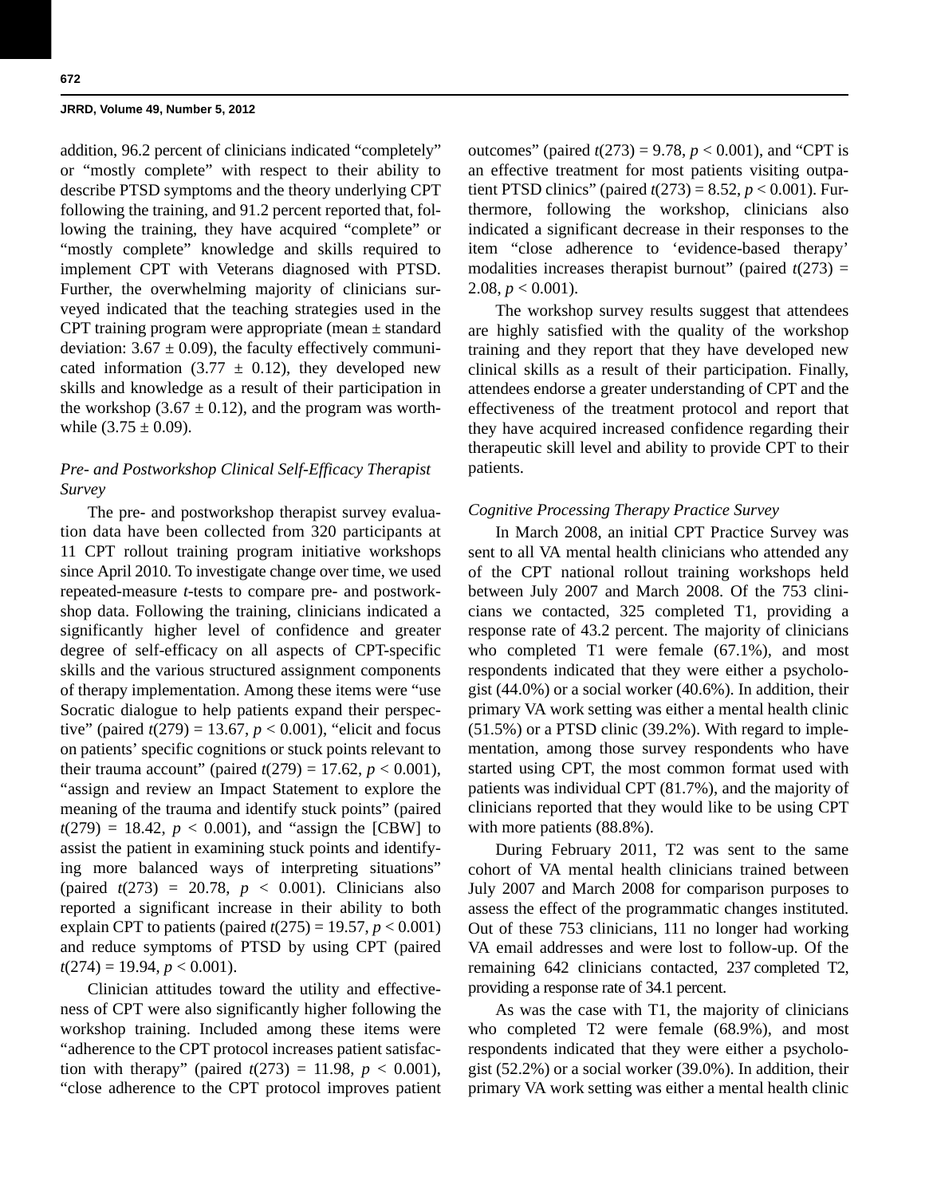addition, 96.2 percent of clinicians indicated "completely" or "mostly complete" with respect to their ability to describe PTSD symptoms and the theory underlying CPT following the training, and 91.2 percent reported that, following the training, they have acquired "complete" or "mostly complete" knowledge and skills required to implement CPT with Veterans diagnosed with PTSD. Further, the overwhelming majority of clinicians surveyed indicated that the teaching strategies used in the CPT training program were appropriate (mean ± standard deviation: 3.67 ± 0.09), the faculty effectively communicated information (3.77 ± 0.12), they developed new skills and knowledge as a result of their participation in the workshop (3.67 ± 0.12), and the program was worthwhile (3.75 ± 0.09).

### *Pre- and Postworkshop Clinical Self-Efficacy Therapist Survey*

The pre- and postworkshop therapist survey evaluation data have been collected from 320 participants at 11 CPT rollout training program initiative workshops since April 2010. To investigate change over time, we used repeated-measure *t*-tests to compare pre- and postworkshop data. Following the training, clinicians indicated a significantly higher level of confidence and greater degree of self-efficacy on all aspects of CPT-specific skills and the various structured assignment components of therapy implementation. Among these items were "use Socratic dialogue to help patients expand their perspective" (paired $t(279) = 13.67$, $p < 0.001$), "elicit and focus on patients' specific cognitions or stuck points relevant to their trauma account" (paired $t(279) = 17.62$, $p < 0.001$), "assign and review an Impact Statement to explore the meaning of the trauma and identify stuck points" (paired $t(279) = 18.42$, $p < 0.001$), and "assign the [CBW] to assist the patient in examining stuck points and identifying more balanced ways of interpreting situations" (paired $t(273) = 20.78$, $p < 0.001$). Clinicians also reported a significant increase in their ability to both explain CPT to patients (paired $t(275) = 19.57$, $p < 0.001$) and reduce symptoms of PTSD by using CPT (paired $t(274) = 19.94$, $p < 0.001$).

Clinician attitudes toward the utility and effectiveness of CPT were also significantly higher following the workshop training. Included among these items were "adherence to the CPT protocol increases patient satisfaction with therapy" (paired $t(273) = 11.98$, $p < 0.001$), "close adherence to the CPT protocol improves patient outcomes" (paired $t(273) = 9.78$, $p < 0.001$), and "CPT is an effective treatment for most patients visiting outpatient PTSD clinics" (paired $t(273) = 8.52$, $p < 0.001$). Furthermore, following the workshop, clinicians also indicated a significant decrease in their responses to the item "close adherence to 'evidence-based therapy' modalities increases therapist burnout" (paired $t(273) = 2.08$, $p < 0.001$).

The workshop survey results suggest that attendees are highly satisfied with the quality of the workshop training and they report that they have developed new clinical skills as a result of their participation. Finally, attendees endorse a greater understanding of CPT and the effectiveness of the treatment protocol and report that they have acquired increased confidence regarding their therapeutic skill level and ability to provide CPT to their patients.

### *Cognitive Processing Therapy Practice Survey*

In March 2008, an initial CPT Practice Survey was sent to all VA mental health clinicians who attended any of the CPT national rollout training workshops held between July 2007 and March 2008. Of the 753 clinicians we contacted, 325 completed T1, providing a response rate of 43.2 percent. The majority of clinicians who completed T1 were female (67.1%), and most respondents indicated that they were either a psychologist (44.0%) or a social worker (40.6%). In addition, their primary VA work setting was either a mental health clinic (51.5%) or a PTSD clinic (39.2%). With regard to implementation, among those survey respondents who have started using CPT, the most common format used with patients was individual CPT (81.7%), and the majority of clinicians reported that they would like to be using CPT with more patients (88.8%).

During February 2011, T2 was sent to the same cohort of VA mental health clinicians trained between July 2007 and March 2008 for comparison purposes to assess the effect of the programmatic changes instituted. Out of these 753 clinicians, 111 no longer had working VA email addresses and were lost to follow-up. Of the remaining 642 clinicians contacted, 237 completed T2, providing a response rate of 34.1 percent.

As was the case with T1, the majority of clinicians who completed T2 were female (68.9%), and most respondents indicated that they were either a psychologist (52.2%) or a social worker (39.0%). In addition, their primary VA work setting was either a mental health clinic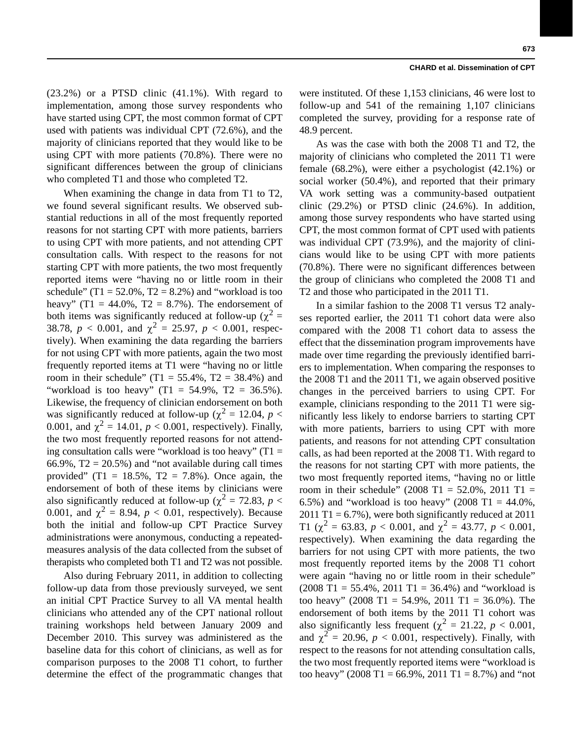(23.2%) or a PTSD clinic (41.1%). With regard to implementation, among those survey respondents who have started using CPT, the most common format of CPT used with patients was individual CPT (72.6%), and the majority of clinicians reported that they would like to be using CPT with more patients (70.8%). There were no significant differences between the group of clinicians who completed T1 and those who completed T2.

When examining the change in data from T1 to T2, we found several significant results. We observed substantial reductions in all of the most frequently reported reasons for not starting CPT with more patients, barriers to using CPT with more patients, and not attending CPT consultation calls. With respect to the reasons for not starting CPT with more patients, the two most frequently reported items were "having no or little room in their schedule" (T1 = 52.0%, T2 = 8.2%) and "workload is too heavy" (T1 = 44.0%, T2 = 8.7%). The endorsement of both items was significantly reduced at follow-up ($\chi^2$ = 38.78, $p < 0.001$, and $\chi^2$ = 25.97, $p < 0.001$, respectively). When examining the data regarding the barriers for not using CPT with more patients, again the two most frequently reported items at T1 were "having no or little room in their schedule" (T1 = 55.4%, T2 = 38.4%) and "workload is too heavy" (T1 = 54.9%, T2 = 36.5%). Likewise, the frequency of clinician endorsement on both was significantly reduced at follow-up ($\chi^2$ = 12.04, $p <$ 0.001, and $\chi^2$ = 14.01, $p < 0.001$, respectively). Finally, the two most frequently reported reasons for not attending consultation calls were "workload is too heavy" (T1 = 66.9%, T2 = 20.5%) and "not available during call times provided" (T1 = 18.5%, T2 = 7.8%). Once again, the endorsement of both of these items by clinicians were also significantly reduced at follow-up ($\chi^2$ = 72.83, $p <$ 0.001, and $\chi^2$ = 8.94, $p < 0.01$, respectively). Because both the initial and follow-up CPT Practice Survey administrations were anonymous, conducting a repeated-measures analysis of the data collected from the subset of therapists who completed both T1 and T2 was not possible.

Also during February 2011, in addition to collecting follow-up data from those previously surveyed, we sent an initial CPT Practice Survey to all VA mental health clinicians who attended any of the CPT national rollout training workshops held between January 2009 and December 2010. This survey was administered as the baseline data for this cohort of clinicians, as well as for comparison purposes to the 2008 T1 cohort, to further determine the effect of the programmatic changes that were instituted. Of these 1,153 clinicians, 46 were lost to follow-up and 541 of the remaining 1,107 clinicians completed the survey, providing for a response rate of 48.9 percent.

As was the case with both the 2008 T1 and T2, the majority of clinicians who completed the 2011 T1 were female (68.2%), were either a psychologist (42.1%) or social worker (50.4%), and reported that their primary VA work setting was a community-based outpatient clinic (29.2%) or PTSD clinic (24.6%). In addition, among those survey respondents who have started using CPT, the most common format of CPT used with patients was individual CPT (73.9%), and the majority of clinicians would like to be using CPT with more patients (70.8%). There were no significant differences between the group of clinicians who completed the 2008 T1 and T2 and those who participated in the 2011 T1.

In a similar fashion to the 2008 T1 versus T2 analyses reported earlier, the 2011 T1 cohort data were also compared with the 2008 T1 cohort data to assess the effect that the dissemination program improvements have made over time regarding the previously identified barriers to implementation. When comparing the responses to the 2008 T1 and the 2011 T1, we again observed positive changes in the perceived barriers to using CPT. For example, clinicians responding to the 2011 T1 were significantly less likely to endorse barriers to starting CPT with more patients, barriers to using CPT with more patients, and reasons for not attending CPT consultation calls, as had been reported at the 2008 T1. With regard to the reasons for not starting CPT with more patients, the two most frequently reported items, "having no or little room in their schedule" (2008 T1 = 52.0%, 2011 T1 = 6.5%) and "workload is too heavy" (2008 T1 = 44.0%, 2011 T1 = 6.7%), were both significantly reduced at 2011 T1 ($\chi^2$ = 63.83, $p < 0.001$, and $\chi^2$ = 43.77, $p < 0.001$, respectively). When examining the data regarding the barriers for not using CPT with more patients, the two most frequently reported items by the 2008 T1 cohort were again "having no or little room in their schedule" (2008 T1 = 55.4%, 2011 T1 = 36.4%) and "workload is too heavy" (2008 T1 = 54.9%, 2011 T1 = 36.0%). The endorsement of both items by the 2011 T1 cohort was also significantly less frequent ($\chi^2$ = 21.22, $p < 0.001$, and $\chi^2$ = 20.96, $p < 0.001$, respectively). Finally, with respect to the reasons for not attending consultation calls, the two most frequently reported items were "workload is too heavy" (2008 T1 = 66.9%, 2011 T1 = 8.7%) and "not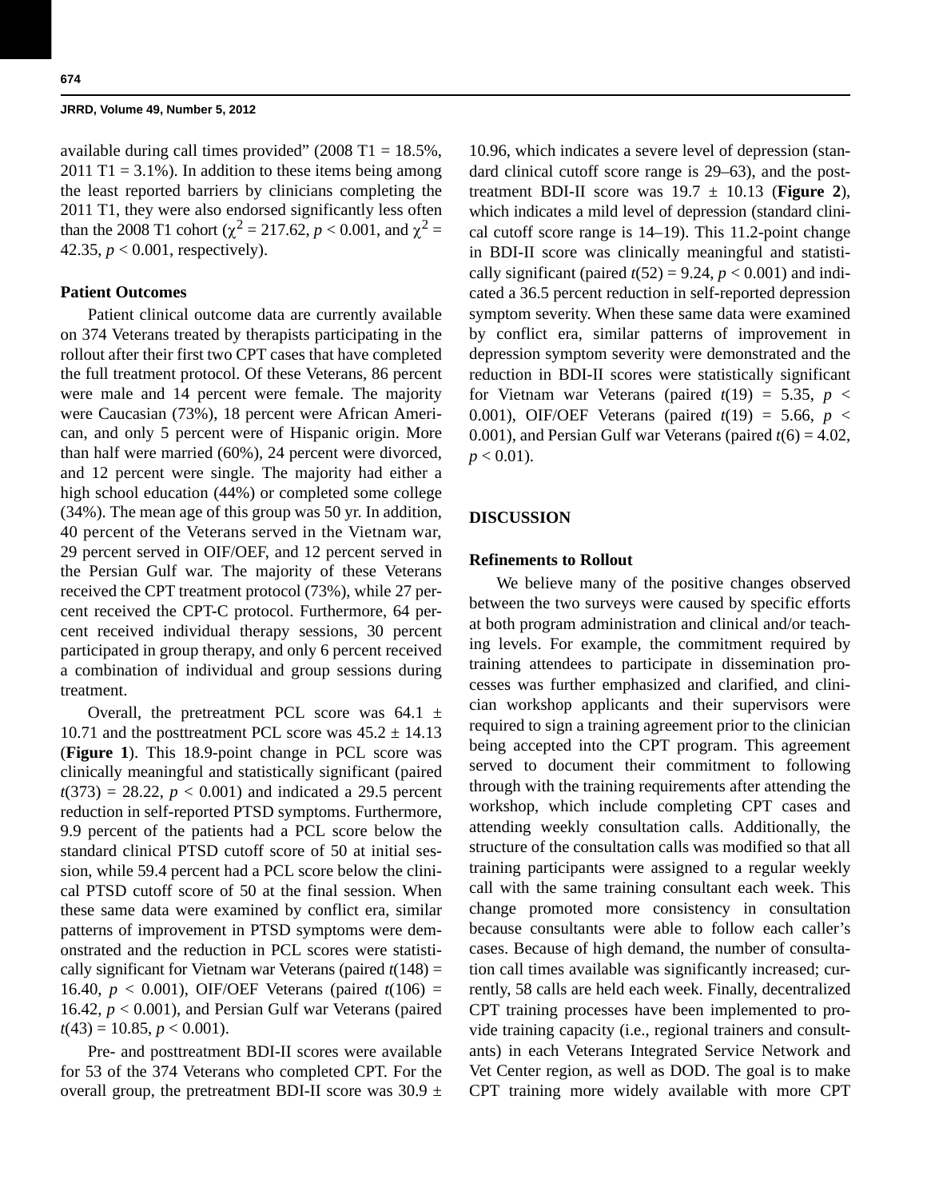available during call times provided" (2008 T1 = 18.5%, 2011 T1 = 3.1%). In addition to these items being among the least reported barriers by clinicians completing the 2011 T1, they were also endorsed significantly less often than the 2008 T1 cohort ($\chi^2 = 217.62$, $p < 0.001$, and $\chi^2 = 42.35$, $p < 0.001$, respectively).

### Patient Outcomes

Patient clinical outcome data are currently available on 374 Veterans treated by therapists participating in the rollout after their first two CPT cases that have completed the full treatment protocol. Of these Veterans, 86 percent were male and 14 percent were female. The majority were Caucasian (73%), 18 percent were African American, and only 5 percent were of Hispanic origin. More than half were married (60%), 24 percent were divorced, and 12 percent were single. The majority had either a high school education (44%) or completed some college (34%). The mean age of this group was 50 yr. In addition, 40 percent of the Veterans served in the Vietnam war, 29 percent served in OIF/OEF, and 12 percent served in the Persian Gulf war. The majority of these Veterans received the CPT treatment protocol (73%), while 27 percent received the CPT-C protocol. Furthermore, 64 percent received individual therapy sessions, 30 percent participated in group therapy, and only 6 percent received a combination of individual and group sessions during treatment.

Overall, the pretreatment PCL score was 64.1 ± 10.71 and the posttreatment PCL score was 45.2 ± 14.13 (**Figure 1**). This 18.9-point change in PCL score was clinically meaningful and statistically significant (paired $t(373) = 28.22$, $p < 0.001$) and indicated a 29.5 percent reduction in self-reported PTSD symptoms. Furthermore, 9.9 percent of the patients had a PCL score below the standard clinical PTSD cutoff score of 50 at initial session, while 59.4 percent had a PCL score below the clinical PTSD cutoff score of 50 at the final session. When these same data were examined by conflict era, similar patterns of improvement in PTSD symptoms were demonstrated and the reduction in PCL scores were statistically significant for Vietnam war Veterans (paired $t(148) = 16.40$, $p < 0.001$), OIF/OEF Veterans (paired $t(106) = 16.42$, $p < 0.001$), and Persian Gulf war Veterans (paired $t(43) = 10.85$, $p < 0.001$).

Pre- and posttreatment BDI-II scores were available for 53 of the 374 Veterans who completed CPT. For the overall group, the pretreatment BDI-II score was 30.9 ± 10.96, which indicates a severe level of depression (standard clinical cutoff score range is 29–63), and the posttreatment BDI-II score was 19.7 ± 10.13 (**Figure 2**), which indicates a mild level of depression (standard clinical cutoff score range is 14–19). This 11.2-point change in BDI-II score was clinically meaningful and statistically significant (paired $t(52) = 9.24$, $p < 0.001$) and indicated a 36.5 percent reduction in self-reported depression symptom severity. When these same data were examined by conflict era, similar patterns of improvement in depression symptom severity were demonstrated and the reduction in BDI-II scores were statistically significant for Vietnam war Veterans (paired $t(19) = 5.35$, $p < 0.001$), OIF/OEF Veterans (paired $t(19) = 5.66$, $p < 0.001$), and Persian Gulf war Veterans (paired $t(6) = 4.02$, $p < 0.01$).

## DISCUSSION

### Refinements to Rollout

We believe many of the positive changes observed between the two surveys were caused by specific efforts at both program administration and clinical and/or teaching levels. For example, the commitment required by training attendees to participate in dissemination processes was further emphasized and clarified, and clinician workshop applicants and their supervisors were required to sign a training agreement prior to the clinician being accepted into the CPT program. This agreement served to document their commitment to following through with the training requirements after attending the workshop, which include completing CPT cases and attending weekly consultation calls. Additionally, the structure of the consultation calls was modified so that all training participants were assigned to a regular weekly call with the same training consultant each week. This change promoted more consistency in consultation because consultants were able to follow each caller's cases. Because of high demand, the number of consultation call times available was significantly increased; currently, 58 calls are held each week. Finally, decentralized CPT training processes have been implemented to provide training capacity (i.e., regional trainers and consultants) in each Veterans Integrated Service Network and Vet Center region, as well as DOD. The goal is to make CPT training more widely available with more CPT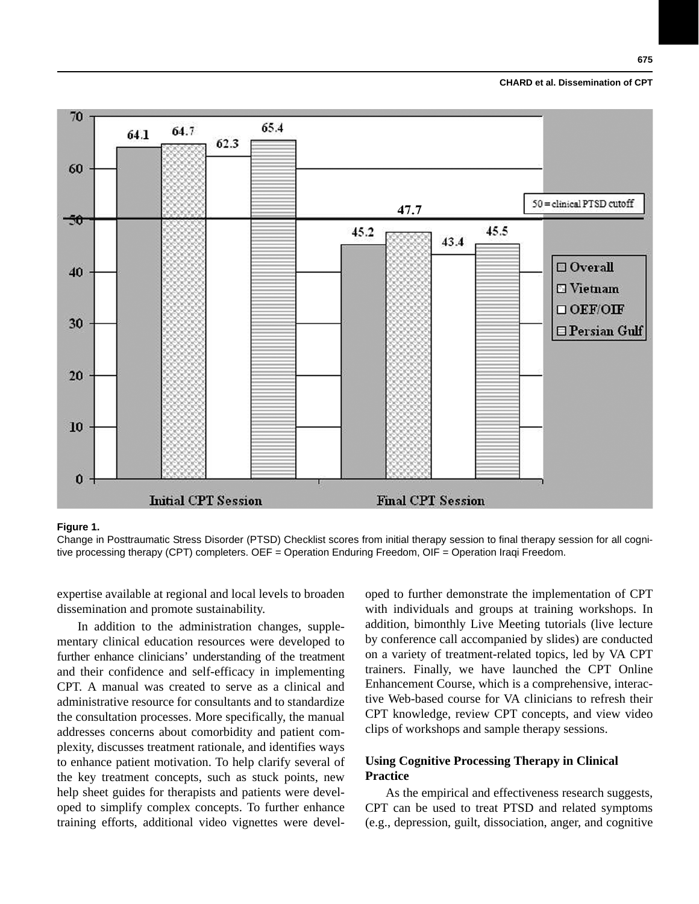70

60

50

40

30

20

10

0

64.1 64.7 62.3 65.4

47.7

45.2 43.4 45.5

50 = clinical PTSD cutoff

Overall

Vietnam

OEF/OIF

Persian Gulf

Initial CPT Session

Final CPT Session

**Figure 1.**
Change in Posttraumatic Stress Disorder (PTSD) Checklist scores from initial therapy session to final therapy session for all cognitive processing therapy (CPT) completers. OEF = Operation Enduring Freedom, OIF = Operation Iraqi Freedom.

expertise available at regional and local levels to broaden dissemination and promote sustainability.

In addition to the administration changes, supplementary clinical education resources were developed to further enhance clinicians' understanding of the treatment and their confidence and self-efficacy in implementing CPT. A manual was created to serve as a clinical and administrative resource for consultants and to standardize the consultation processes. More specifically, the manual addresses concerns about comorbidity and patient complexity, discusses treatment rationale, and identifies ways to enhance patient motivation. To help clarify several of the key treatment concepts, such as stuck points, new help sheet guides for therapists and patients were developed to simplify complex concepts. To further enhance training efforts, additional video vignettes were developed to further demonstrate the implementation of CPT with individuals and groups at training workshops. In addition, bimonthly Live Meeting tutorials (live lecture by conference call accompanied by slides) are conducted on a variety of treatment-related topics, led by VA CPT trainers. Finally, we have launched the CPT Online Enhancement Course, which is a comprehensive, interactive Web-based course for VA clinicians to refresh their CPT knowledge, review CPT concepts, and view video clips of workshops and sample therapy sessions.

## Using Cognitive Processing Therapy in Clinical Practice

As the empirical and effectiveness research suggests, CPT can be used to treat PTSD and related symptoms (e.g., depression, guilt, dissociation, anger, and cognitive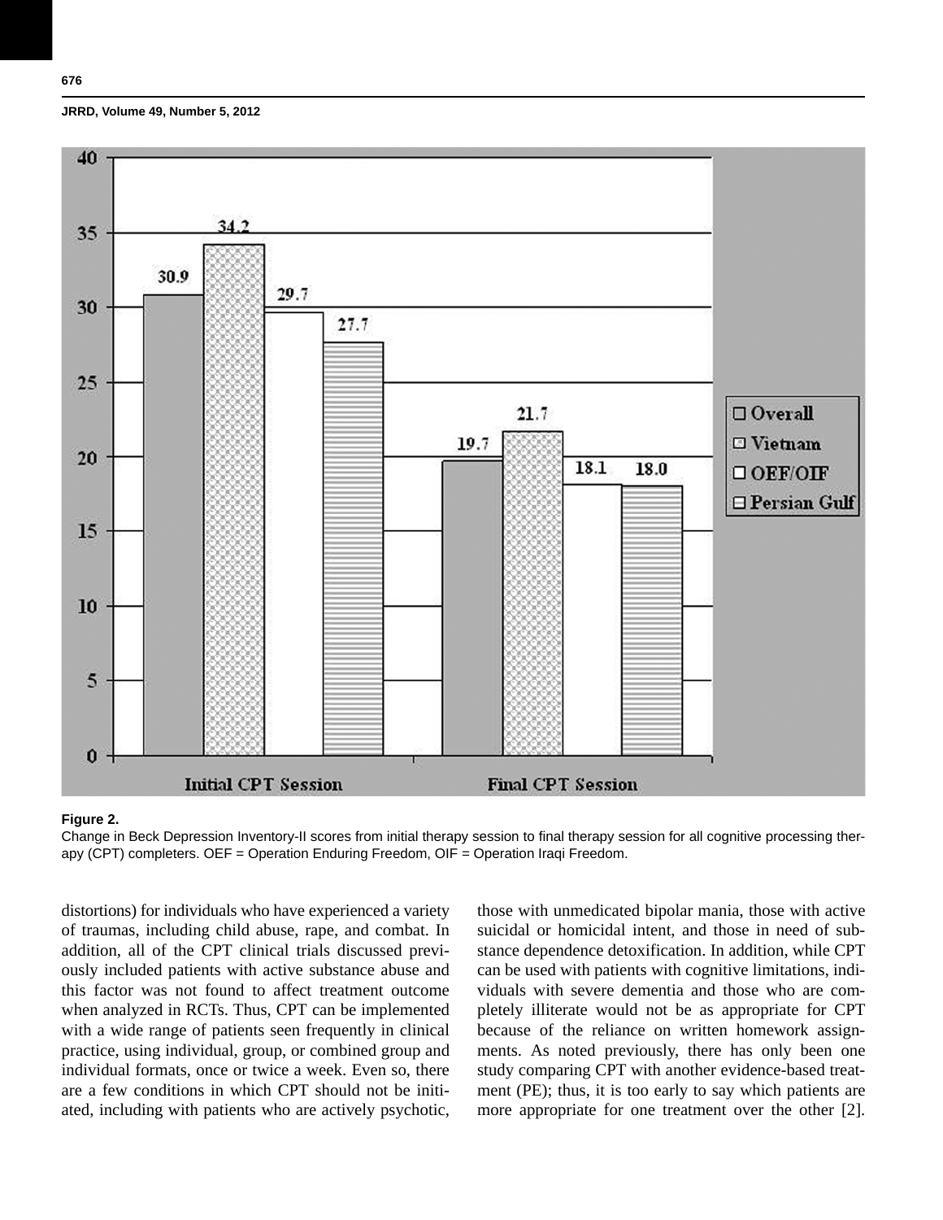40

35

30

25

20

15

10

5

0

34.2

30.9

29.7

27.7

21.7

19.7

18.1

18.0

Initial CPT Session

Final CPT Session

□ Overall

□ Vietnam

□ OEF/OIF

□ Persian Gulf

**Figure 2.**

Change in Beck Depression Inventory-II scores from initial therapy session to final therapy session for all cognitive processing therapy (CPT) completers. OEF = Operation Enduring Freedom, OIF = Operation Iraqi Freedom.

distortions) for individuals who have experienced a variety of traumas, including child abuse, rape, and combat. In addition, all of the CPT clinical trials discussed previously included patients with active substance abuse and this factor was not found to affect treatment outcome when analyzed in RCTs. Thus, CPT can be implemented with a wide range of patients seen frequently in clinical practice, using individual, group, or combined group and individual formats, once or twice a week. Even so, there are a few conditions in which CPT should not be initiated, including with patients who are actively psychotic, those with unmedicated bipolar mania, those with active suicidal or homicidal intent, and those in need of substance dependence detoxification. In addition, while CPT can be used with patients with cognitive limitations, individuals with severe dementia and those who are completely illiterate would not be as appropriate for CPT because of the reliance on written homework assignments. As noted previously, there has only been one study comparing CPT with another evidence-based treatment (PE); thus, it is too early to say which patients are more appropriate for one treatment over the other [2].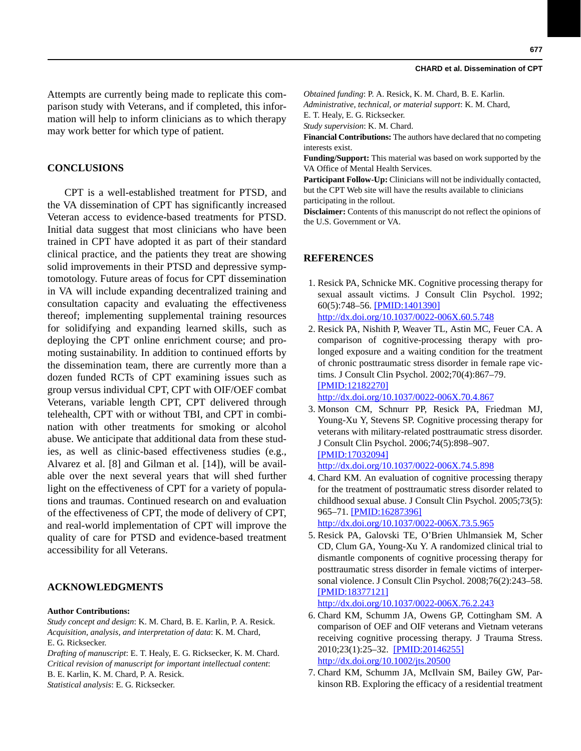Attempts are currently being made to replicate this comparison study with Veterans, and if completed, this information will help to inform clinicians as to which therapy may work better for which type of patient.

## CONCLUSIONS

CPT is a well-established treatment for PTSD, and the VA dissemination of CPT has significantly increased Veteran access to evidence-based treatments for PTSD. Initial data suggest that most clinicians who have been trained in CPT have adopted it as part of their standard clinical practice, and the patients they treat are showing solid improvements in their PTSD and depressive symptomatology. Future areas of focus for CPT dissemination in VA will include expanding decentralized training and consultation capacity and evaluating the effectiveness thereof; implementing supplemental training resources for solidifying and expanding learned skills, such as deploying the CPT online enrichment course; and promoting sustainability. In addition to continued efforts by the dissemination team, there are currently more than a dozen funded RCTs of CPT examining issues such as group versus individual CPT, CPT with OIF/OEF combat Veterans, variable length CPT, CPT delivered through telehealth, CPT with or without TBI, and CPT in combination with other treatments for smoking or alcohol abuse. We anticipate that additional data from these studies, as well as clinic-based effectiveness studies (e.g., Alvarez et al. [8] and Gilman et al. [14]), will be available over the next several years that will shed further light on the effectiveness of CPT for a variety of populations and traumas. Continued research on and evaluation of the effectiveness of CPT, the mode of delivery of CPT, and real-world implementation of CPT will improve the quality of care for PTSD and evidence-based treatment accessibility for all Veterans.

## ACKNOWLEDGMENTS

**Author Contributions:**
*Study concept and design*: K. M. Chard, B. E. Karlin, P. A. Resick.
*Acquisition, analysis, and interpretation of data*: K. M. Chard, E. G. Ricksecker.
*Drafting of manuscript*: E. T. Healy, E. G. Ricksecker, K. M. Chard.
*Critical revision of manuscript for important intellectual content*: B. E. Karlin, K. M. Chard, P. A. Resick.
*Statistical analysis*: E. G. Ricksecker.
*Obtained funding*: P. A. Resick, K. M. Chard, B. E. Karlin.
*Administrative, technical, or material support*: K. M. Chard, E. T. Healy, E. G. Ricksecker.
*Study supervision*: K. M. Chard.
**Financial Contributions:** The authors have declared that no competing interests exist.
**Funding/Support:** This material was based on work supported by the VA Office of Mental Health Services.
**Participant Follow-Up:** Clinicians will not be individually contacted, but the CPT Web site will have the results available to clinicians participating in the rollout.
**Disclaimer:** Contents of this manuscript do not reflect the opinions of the U.S. Government or VA.

## REFERENCES

1. Resick PA, Schnicke MK. Cognitive processing therapy for sexual assault victims. J Consult Clin Psychol. 1992; 60(5):748–56. [PMID:1401390] http://dx.doi.org/10.1037/0022-006X.60.5.748
2. Resick PA, Nishith P, Weaver TL, Astin MC, Feuer CA. A comparison of cognitive-processing therapy with prolonged exposure and a waiting condition for the treatment of chronic posttraumatic stress disorder in female rape victims. J Consult Clin Psychol. 2002;70(4):867–79. [PMID:12182270] http://dx.doi.org/10.1037/0022-006X.70.4.867
3. Monson CM, Schnurr PP, Resick PA, Friedman MJ, Young-Xu Y, Stevens SP. Cognitive processing therapy for veterans with military-related posttraumatic stress disorder. J Consult Clin Psychol. 2006;74(5):898–907. [PMID:17032094] http://dx.doi.org/10.1037/0022-006X.74.5.898
4. Chard KM. An evaluation of cognitive processing therapy for the treatment of posttraumatic stress disorder related to childhood sexual abuse. J Consult Clin Psychol. 2005;73(5): 965–71. [PMID:16287396] http://dx.doi.org/10.1037/0022-006X.73.5.965
5. Resick PA, Galovski TE, O'Brien Uhlmansiek M, Scher CD, Clum GA, Young-Xu Y. A randomized clinical trial to dismantle components of cognitive processing therapy for posttraumatic stress disorder in female victims of interpersonal violence. J Consult Clin Psychol. 2008;76(2):243–58. [PMID:18377121] http://dx.doi.org/10.1037/0022-006X.76.2.243
6. Chard KM, Schumm JA, Owens GP, Cottingham SM. A comparison of OEF and OIF veterans and Vietnam veterans receiving cognitive processing therapy. J Trauma Stress. 2010;23(1):25–32. [PMID:20146255] http://dx.doi.org/10.1002/jts.20500
7. Chard KM, Schumm JA, McIlvain SM, Bailey GW, Parkinson RB. Exploring the efficacy of a residential treatment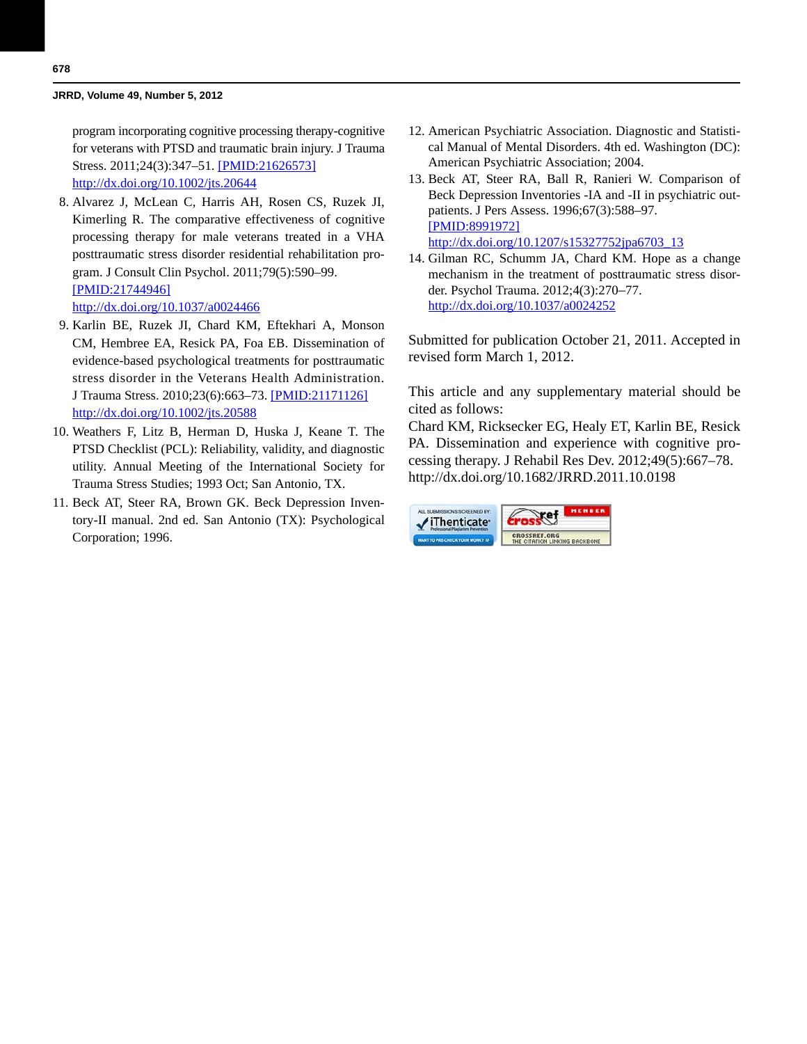program incorporating cognitive processing therapy-cognitive for veterans with PTSD and traumatic brain injury. J Trauma Stress. 2011;24(3):347–51. [PMID:21626573] http://dx.doi.org/10.1002/jts.20644

8. Alvarez J, McLean C, Harris AH, Rosen CS, Ruzek JI, Kimerling R. The comparative effectiveness of cognitive processing therapy for male veterans treated in a VHA posttraumatic stress disorder residential rehabilitation program. J Consult Clin Psychol. 2011;79(5):590–99. [PMID:21744946] http://dx.doi.org/10.1037/a0024466
9. Karlin BE, Ruzek JI, Chard KM, Eftekhari A, Monson CM, Hembree EA, Resick PA, Foa EB. Dissemination of evidence-based psychological treatments for posttraumatic stress disorder in the Veterans Health Administration. J Trauma Stress. 2010;23(6):663–73. [PMID:21171126] http://dx.doi.org/10.1002/jts.20588
10. Weathers F, Litz B, Herman D, Huska J, Keane T. The PTSD Checklist (PCL): Reliability, validity, and diagnostic utility. Annual Meeting of the International Society for Trauma Stress Studies; 1993 Oct; San Antonio, TX.
11. Beck AT, Steer RA, Brown GK. Beck Depression Inventory-II manual. 2nd ed. San Antonio (TX): Psychological Corporation; 1996.
12. American Psychiatric Association. Diagnostic and Statistical Manual of Mental Disorders. 4th ed. Washington (DC): American Psychiatric Association; 2004.
13. Beck AT, Steer RA, Ball R, Ranieri W. Comparison of Beck Depression Inventories -IA and -II in psychiatric outpatients. J Pers Assess. 1996;67(3):588–97. [PMID:8991972] http://dx.doi.org/10.1207/s15327752jpa6703_13
14. Gilman RC, Schumm JA, Chard KM. Hope as a change mechanism in the treatment of posttraumatic stress disorder. Psychol Trauma. 2012;4(3):270–77. http://dx.doi.org/10.1037/a0024252

Submitted for publication October 21, 2011. Accepted in revised form March 1, 2012.

This article and any supplementary material should be cited as follows:
Chard KM, Ricksecker EG, Healy ET, Karlin BE, Resick PA. Dissemination and experience with cognitive processing therapy. J Rehabil Res Dev. 2012;49(5):667–78. http://dx.doi.org/10.1682/JRRD.2011.10.0198